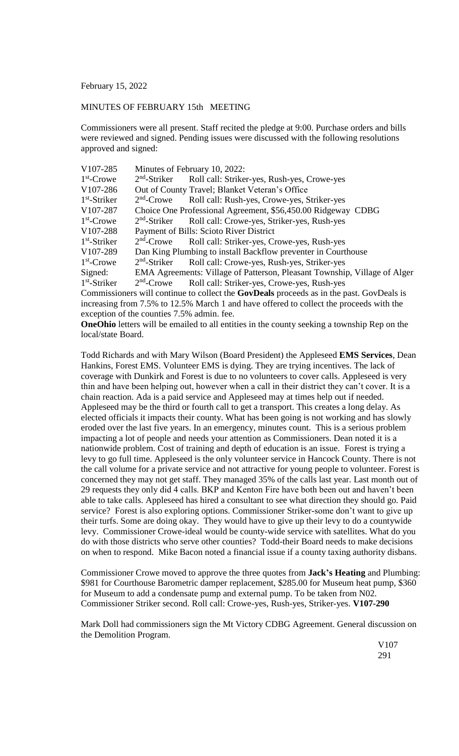February 15, 2022

MINUTES OF FEBRUARY 15th MEETING

Commissioners were all present. Staff recited the pledge at 9:00. Purchase orders and bills were reviewed and signed. Pending issues were discussed with the following resolutions approved and signed:

| | | |
|---|---|---|
| V107-285 | Minutes of February 10, 2022: | |
| 1st-Crowe | 2nd-Striker | Roll call: Striker-yes, Rush-yes, Crowe-yes |
| V107-286 | Out of County Travel; Blanket Veteran's Office | |
| 1st-Striker | 2nd-Crowe | Roll call: Rush-yes, Crowe-yes, Striker-yes |
| V107-287 | Choice One Professional Agreement, $56,450.00 Ridgeway CDBG | |
| 1st-Crowe | 2nd-Striker | Roll call: Crowe-yes, Striker-yes, Rush-yes |
| V107-288 | Payment of Bills: Scioto River District | |
| 1st-Striker | 2nd-Crowe | Roll call: Striker-yes, Crowe-yes, Rush-yes |
| V107-289 | Dan King Plumbing to install Backflow preventer in Courthouse | |
| 1st-Crowe | 2nd-Striker | Roll call: Crowe-yes, Rush-yes, Striker-yes |
| Signed: | EMA Agreements: Village of Patterson, Pleasant Township, Village of Alger | |
| 1st-Striker | 2nd-Crowe | Roll call: Striker-yes, Crowe-yes, Rush-yes |

Commissioners will continue to collect the **GovDeals** proceeds as in the past. GovDeals is increasing from 7.5% to 12.5% March 1 and have offered to collect the proceeds with the exception of the counties 7.5% admin. fee.

**OneOhio** letters will be emailed to all entities in the county seeking a township Rep on the local/state Board.

Todd Richards and with Mary Wilson (Board President) the Appleseed **EMS Services**, Dean Hankins, Forest EMS. Volunteer EMS is dying. They are trying incentives. The lack of coverage with Dunkirk and Forest is due to no volunteers to cover calls. Appleseed is very thin and have been helping out, however when a call in their district they can't cover. It is a chain reaction. Ada is a paid service and Appleseed may at times help out if needed. Appleseed may be the third or fourth call to get a transport. This creates a long delay. As elected officials it impacts their county. What has been going is not working and has slowly eroded over the last five years. In an emergency, minutes count. This is a serious problem impacting a lot of people and needs your attention as Commissioners. Dean noted it is a nationwide problem. Cost of training and depth of education is an issue. Forest is trying a levy to go full time. Appleseed is the only volunteer service in Hancock County. There is not the call volume for a private service and not attractive for young people to volunteer. Forest is concerned they may not get staff. They managed 35% of the calls last year. Last month out of 29 requests they only did 4 calls. BKP and Kenton Fire have both been out and haven't been able to take calls. Appleseed has hired a consultant to see what direction they should go. Paid service? Forest is also exploring options. Commissioner Striker-some don't want to give up their turfs. Some are doing okay. They would have to give up their levy to do a countywide levy. Commissioner Crowe-ideal would be county-wide service with satellites. What do you do with those districts who serve other counties? Todd-their Board needs to make decisions on when to respond. Mike Bacon noted a financial issue if a county taxing authority disbans.

Commissioner Crowe moved to approve the three quotes from **Jack's Heating** and Plumbing: $981 for Courthouse Barometric damper replacement, $285.00 for Museum heat pump, $360 for Museum to add a condensate pump and external pump. To be taken from N02. Commissioner Striker second. Roll call: Crowe-yes, Rush-yes, Striker-yes. **V107-290**

Mark Doll had commissioners sign the Mt Victory CDBG Agreement. General discussion on the Demolition Program.

V107
291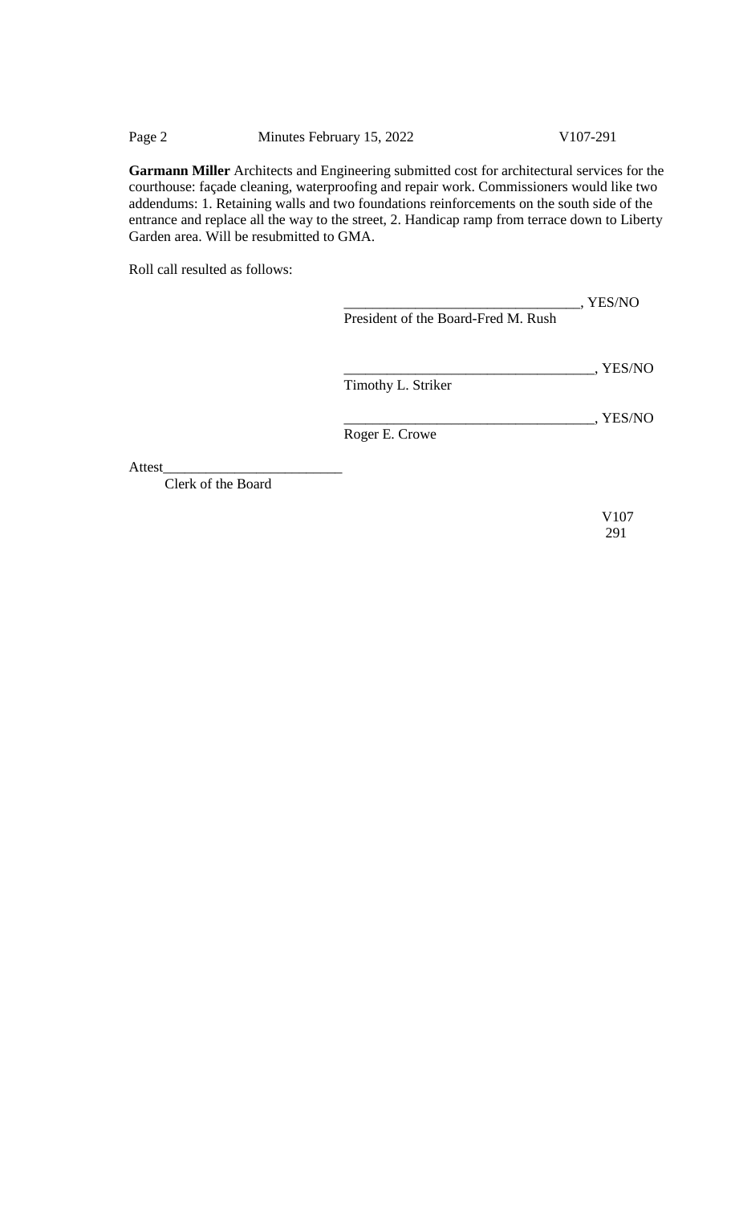**Garmann Miller** Architects and Engineering submitted cost for architectural services for the courthouse: façade cleaning, waterproofing and repair work. Commissioners would like two addendums: 1. Retaining walls and two foundations reinforcements on the south side of the entrance and replace all the way to the street, 2. Handicap ramp from terrace down to Liberty Garden area. Will be resubmitted to GMA.

Roll call resulted as follows:

_________________________________, YES/NO
President of the Board-Fred M. Rush

__________________________________, YES/NO
Timothy L. Striker

__________________________________, YES/NO
Roger E. Crowe

Attest________________________
Clerk of the Board

V107
291